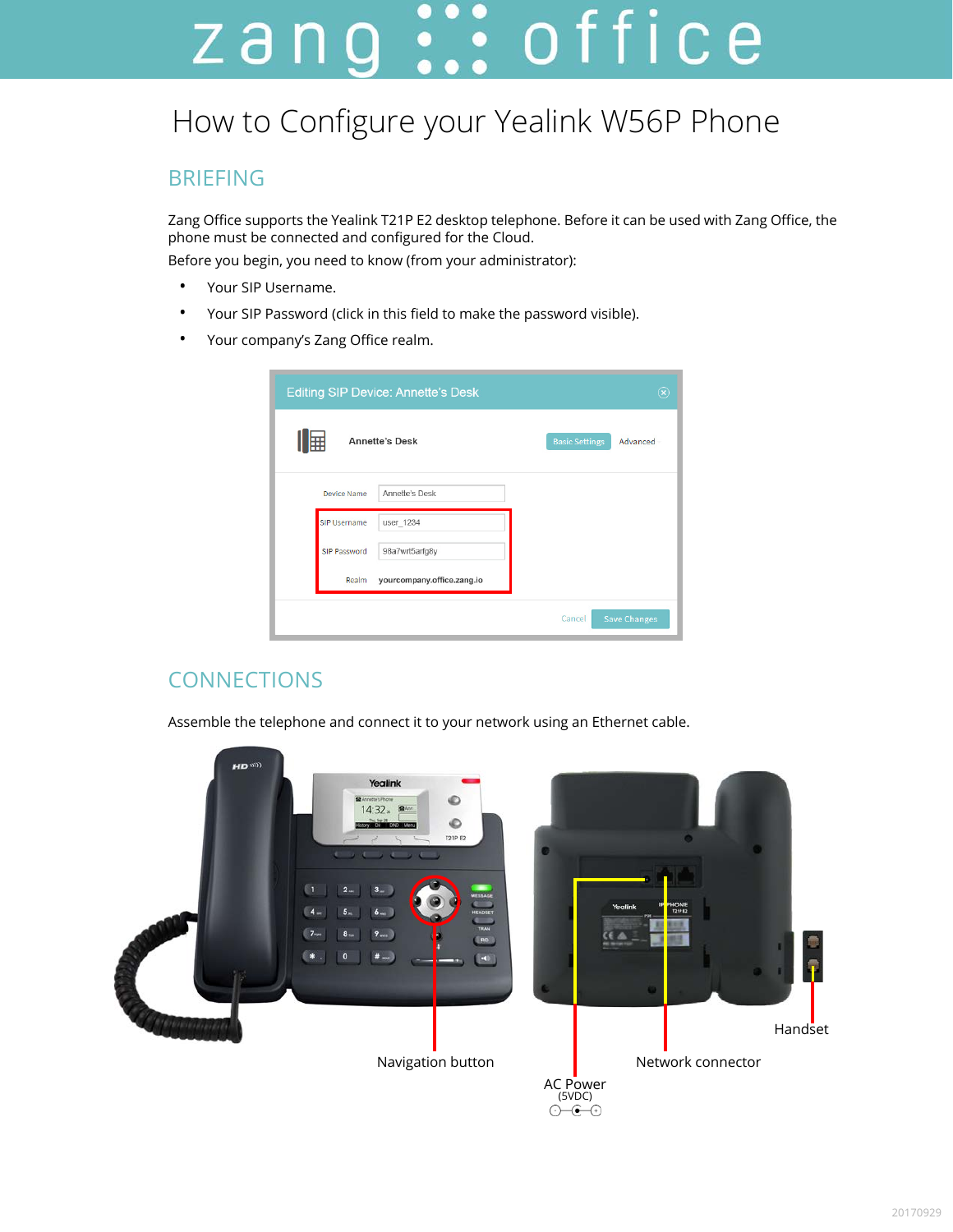# How to Configure your Yealink W56P Phone

## BRIEFING

Zang Office supports the Yealink T21P E2 desktop telephone. Before it can be used with Zang Office, the phone must be connected and configured for the Cloud.

Before you begin, you need to know (from your administrator):

- Your SIP Username.
- Your SIP Password (click in this field to make the password visible).
- Your company's Zang Office realm.

## CONNECTIONS

Assemble the telephone and connect it to your network using an Ethernet cable.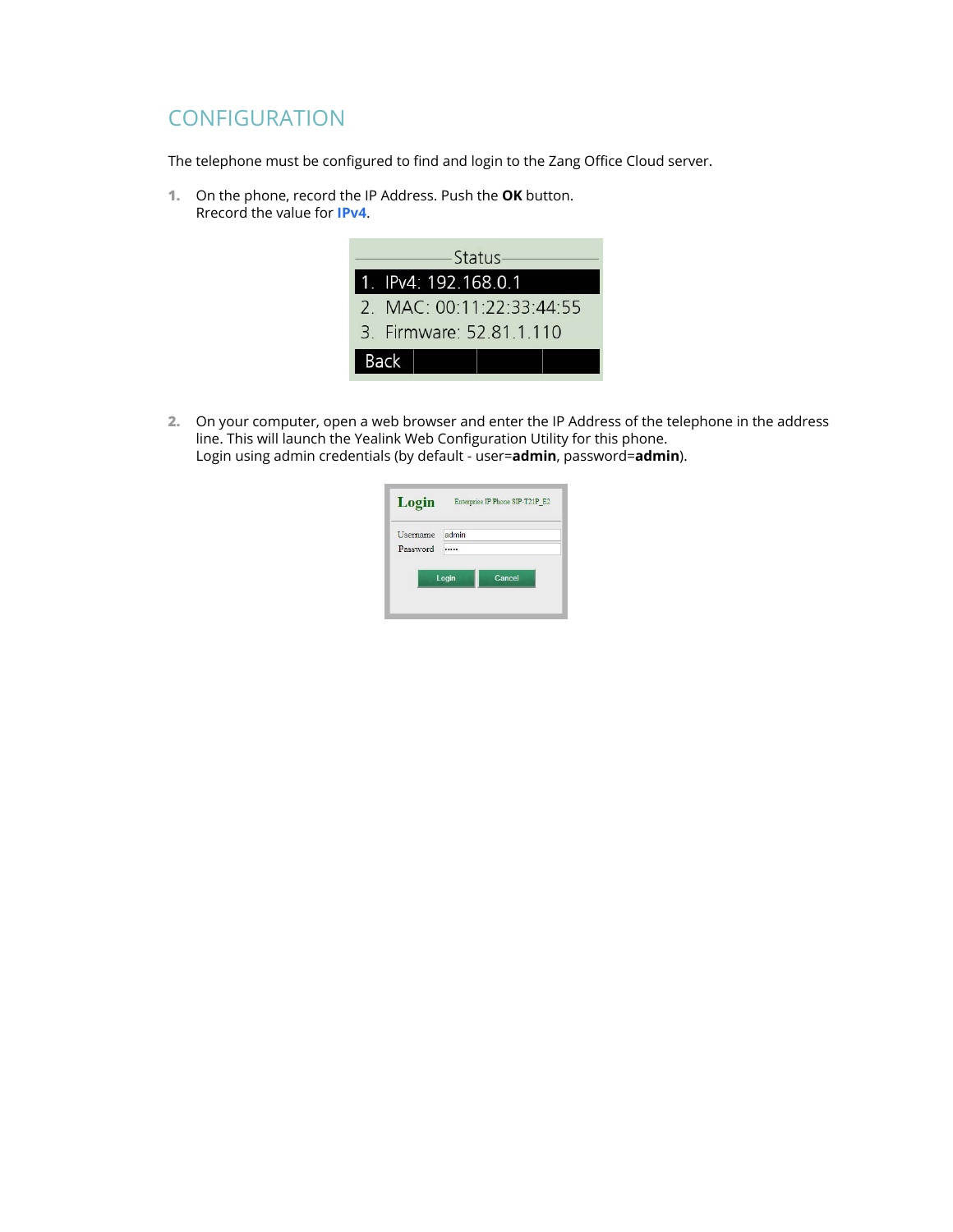# CONFIGURATION

The telephone must be configured to find and login to the Zang Office Cloud server.

1. On the phone, record the IP Address. Push the **OK** button.
   Rrecord the value for **IPv4**.

   Status
   1. IPv4: 192.168.0.1
   2. MAC: 00:11:22:33:44:55
   3. Firmware: 52.81.1.110
   Back

2. On your computer, open a web browser and enter the IP Address of the telephone in the address line. This will launch the Yealink Web Configuration Utility for this phone.
   Login using admin credentials (by default - user=**admin**, password=**admin**).

   Login — Enterprise IP Phone SIP-T21P_E2
   Username: admin
   Password: •••••
   Login | Cancel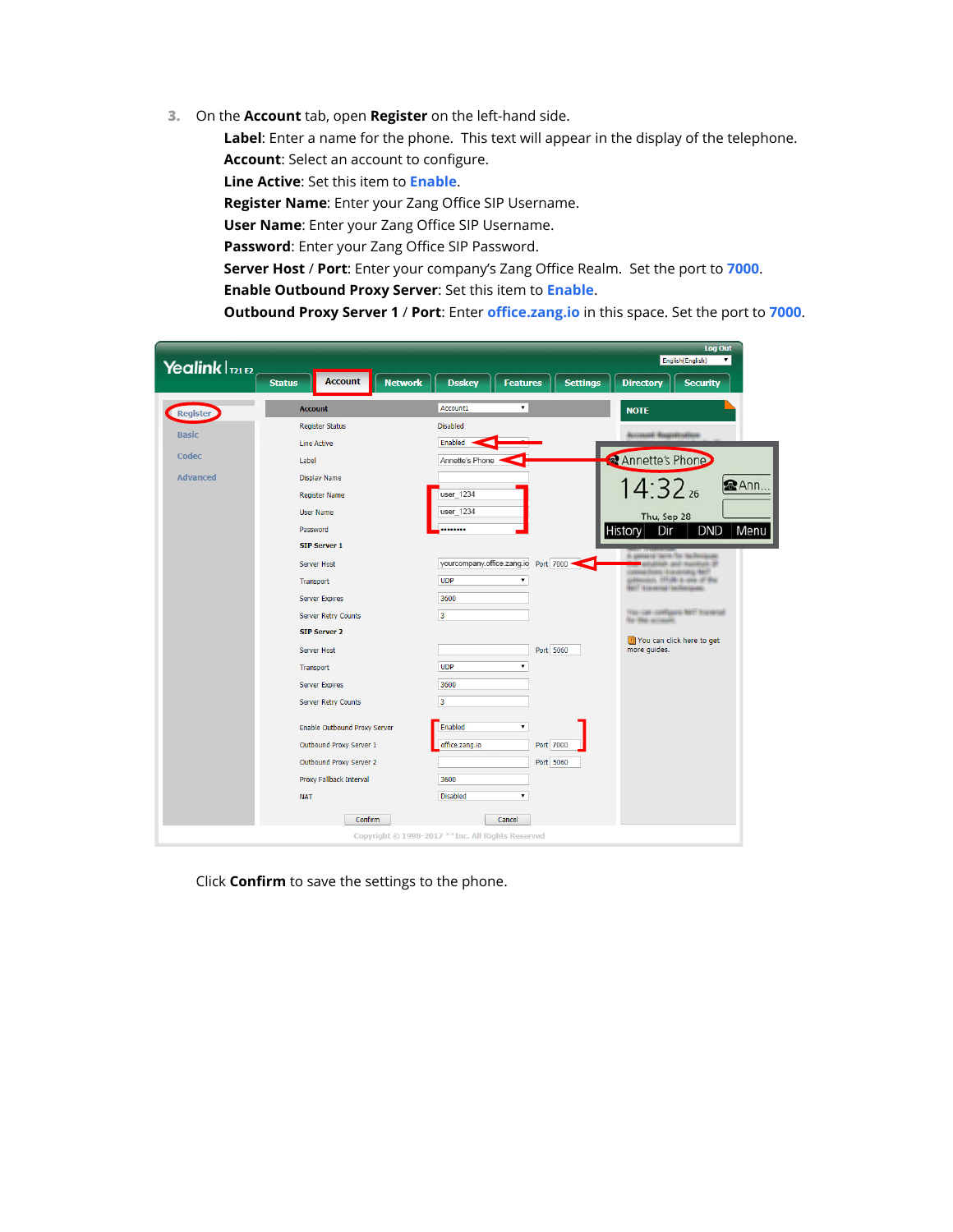3. On the **Account** tab, open **Register** on the left-hand side.

   **Label**: Enter a name for the phone. This text will appear in the display of the telephone.
   **Account**: Select an account to configure.
   **Line Active**: Set this item to **Enable**.
   **Register Name**: Enter your Zang Office SIP Username.
   **User Name**: Enter your Zang Office SIP Username.
   **Password**: Enter your Zang Office SIP Password.
   **Server Host** / **Port**: Enter your company's Zang Office Realm. Set the port to **7000**.
   **Enable Outbound Proxy Server**: Set this item to **Enable**.
   **Outbound Proxy Server 1** / **Port**: Enter **office.zang.io** in this space. Set the port to **7000**.

Click **Confirm** to save the settings to the phone.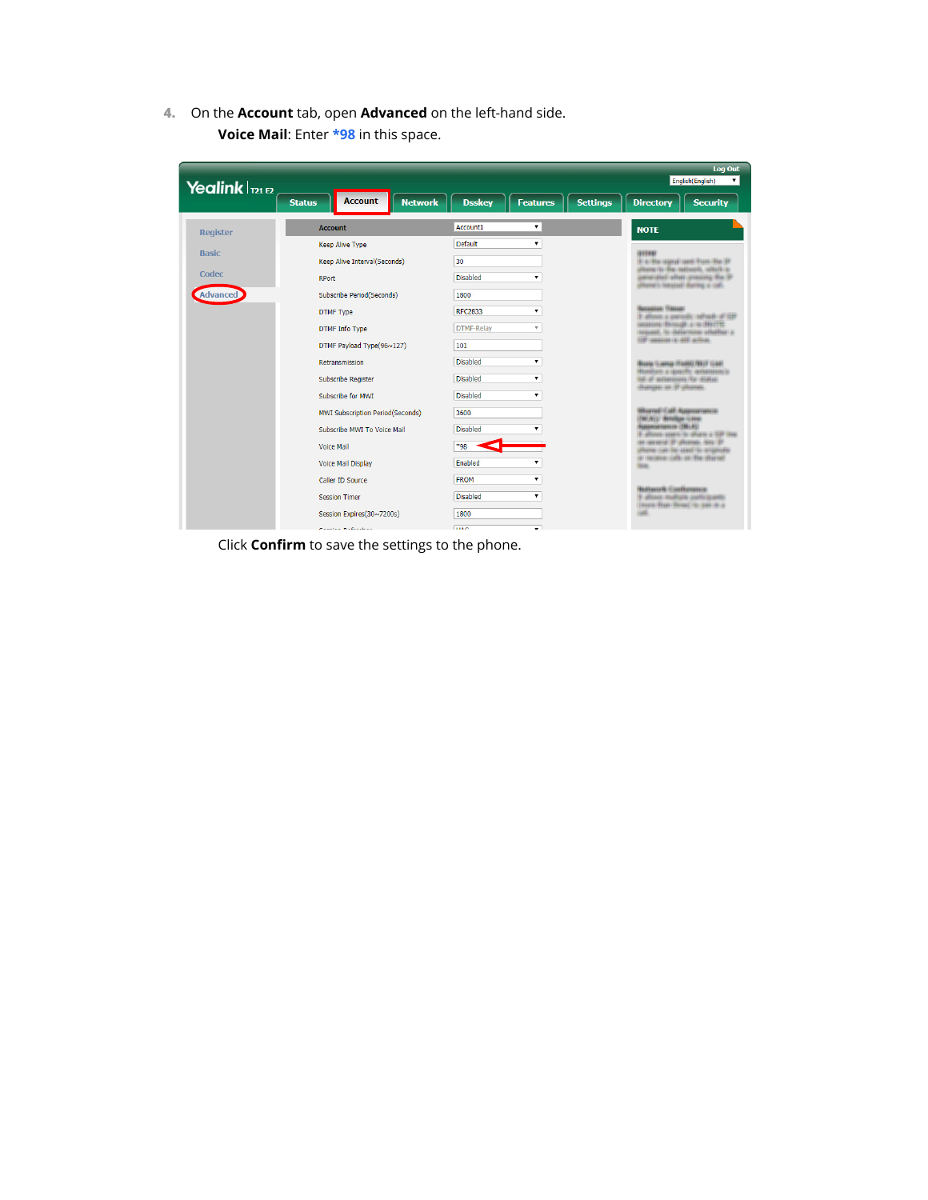4. On the **Account** tab, open **Advanced** on the left-hand side.
   **Voice Mail**: Enter **\*98** in this space.

   Click **Confirm** to save the settings to the phone.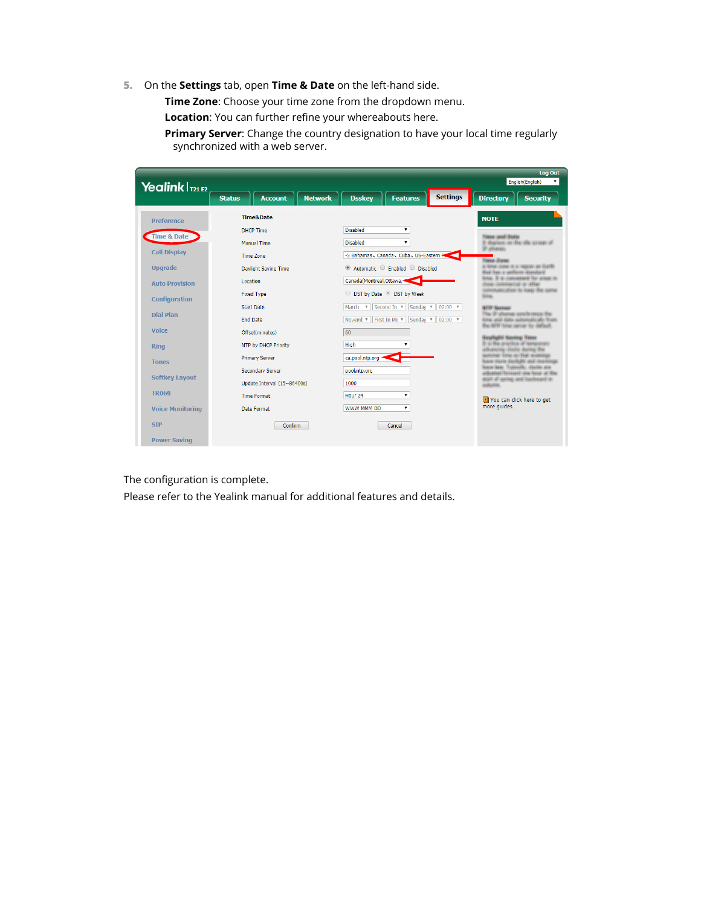5. On the **Settings** tab, open **Time & Date** on the left-hand side.

   **Time Zone**: Choose your time zone from the dropdown menu.

   **Location**: You can further refine your whereabouts here.

   **Primary Server**: Change the country designation to have your local time regularly synchronized with a web server.

The configuration is complete.

Please refer to the Yealink manual for additional features and details.